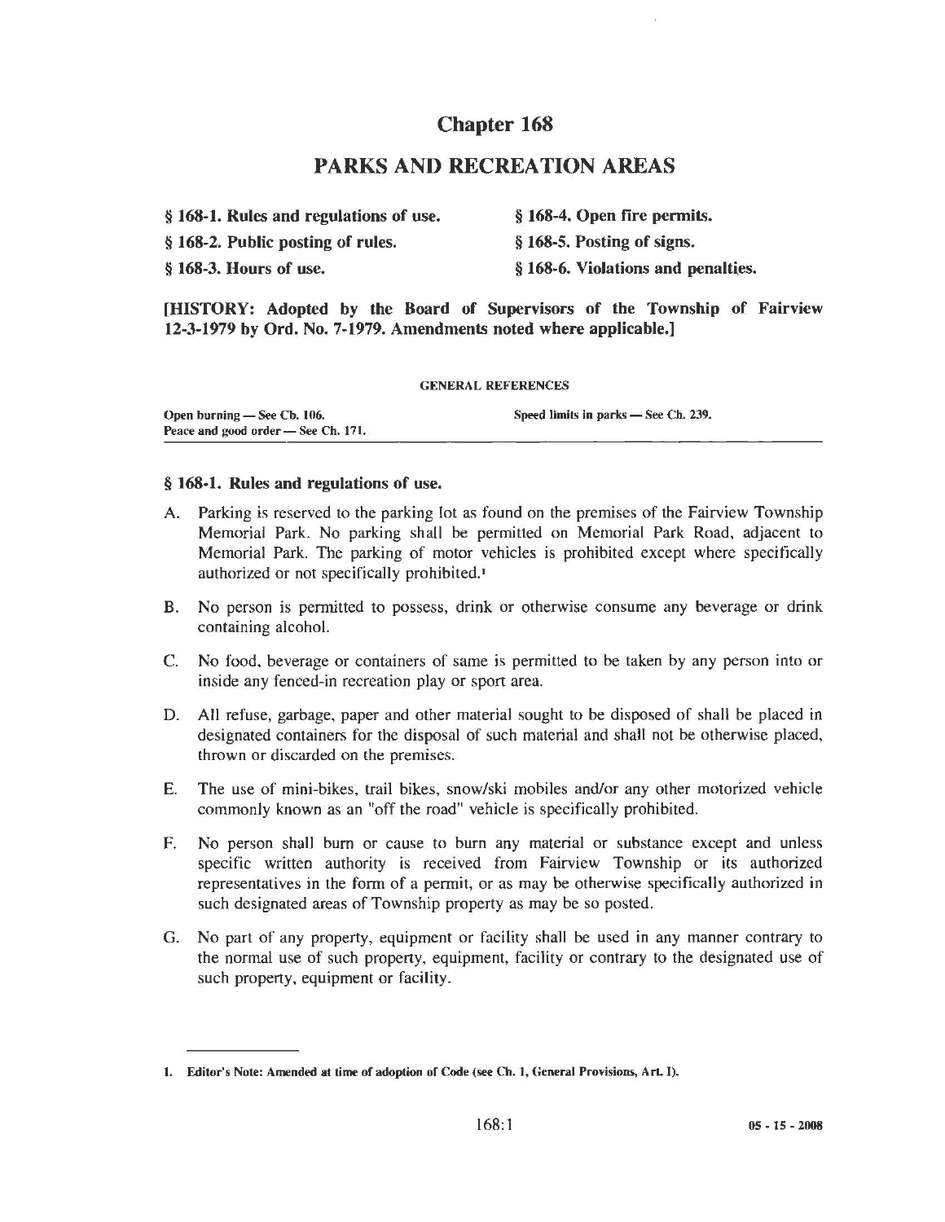# Chapter 168

## PARKS AND RECREATION AREAS

**§ 168-1. Rules and regulations of use.**
**§ 168-2. Public posting of rules.**
**§ 168-3. Hours of use.**
**§ 168-4. Open fire permits.**
**§ 168-5. Posting of signs.**
**§ 168-6. Violations and penalties.**

**[HISTORY: Adopted by the Board of Supervisors of the Township of Fairview 12-3-1979 by Ord. No. 7-1979. Amendments noted where applicable.]**

GENERAL REFERENCES

Open burning — See Ch. 106.
Peace and good order — See Ch. 171.
Speed limits in parks — See Ch. 239.

### § 168-1. Rules and regulations of use.

A. Parking is reserved to the parking lot as found on the premises of the Fairview Township Memorial Park. No parking shall be permitted on Memorial Park Road, adjacent to Memorial Park. The parking of motor vehicles is prohibited except where specifically authorized or not specifically prohibited.[1]

B. No person is permitted to possess, drink or otherwise consume any beverage or drink containing alcohol.

C. No food, beverage or containers of same is permitted to be taken by any person into or inside any fenced-in recreation play or sport area.

D. All refuse, garbage, paper and other material sought to be disposed of shall be placed in designated containers for the disposal of such material and shall not be otherwise placed, thrown or discarded on the premises.

E. The use of mini-bikes, trail bikes, snow/ski mobiles and/or any other motorized vehicle commonly known as an "off the road" vehicle is specifically prohibited.

F. No person shall burn or cause to burn any material or substance except and unless specific written authority is received from Fairview Township or its authorized representatives in the form of a permit, or as may be otherwise specifically authorized in such designated areas of Township property as may be so posted.

G. No part of any property, equipment or facility shall be used in any manner contrary to the normal use of such property, equipment, facility or contrary to the designated use of such property, equipment or facility.

---

1. Editor's Note: Amended at time of adoption of Code (see Ch. 1, General Provisions, Art. I).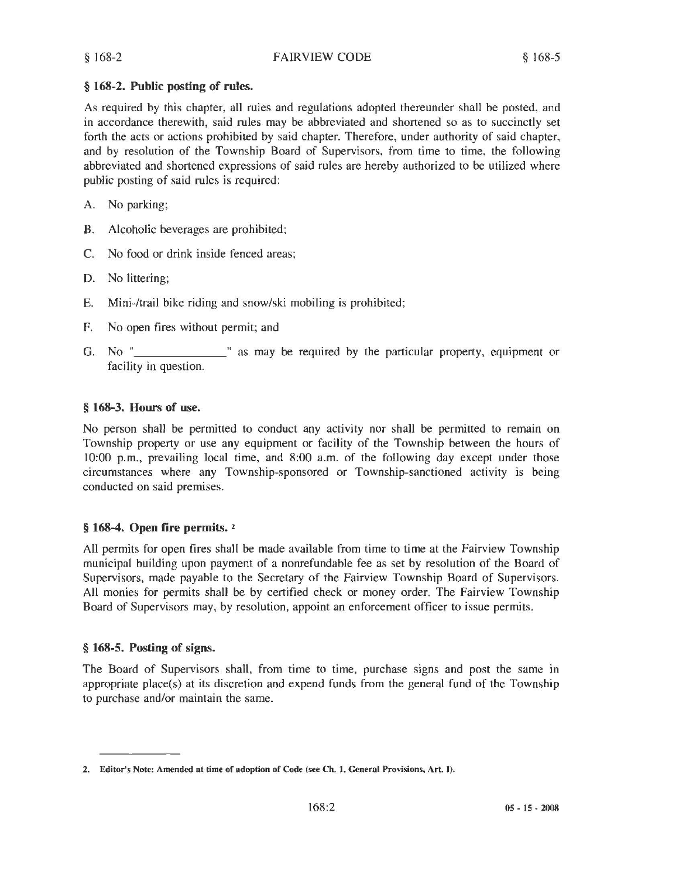## § 168-2. Public posting of rules.

As required by this chapter, all rules and regulations adopted thereunder shall be posted, and in accordance therewith, said rules may be abbreviated and shortened so as to succinctly set forth the acts or actions prohibited by said chapter. Therefore, under authority of said chapter, and by resolution of the Township Board of Supervisors, from time to time, the following abbreviated and shortened expressions of said rules are hereby authorized to be utilized where public posting of said rules is required:

A. No parking;

B. Alcoholic beverages are prohibited;

C. No food or drink inside fenced areas;

D. No littering;

E. Mini-/trail bike riding and snow/ski mobiling is prohibited;

F. No open fires without permit; and

G. No "______________" as may be required by the particular property, equipment or facility in question.

## § 168-3. Hours of use.

No person shall be permitted to conduct any activity nor shall be permitted to remain on Township property or use any equipment or facility of the Township between the hours of 10:00 p.m., prevailing local time, and 8:00 a.m. of the following day except under those circumstances where any Township-sponsored or Township-sanctioned activity is being conducted on said premises.

## § 168-4. Open fire permits. [2]

All permits for open fires shall be made available from time to time at the Fairview Township municipal building upon payment of a nonrefundable fee as set by resolution of the Board of Supervisors, made payable to the Secretary of the Fairview Township Board of Supervisors. All monies for permits shall be by certified check or money order. The Fairview Township Board of Supervisors may, by resolution, appoint an enforcement officer to issue permits.

## § 168-5. Posting of signs.

The Board of Supervisors shall, from time to time, purchase signs and post the same in appropriate place(s) at its discretion and expend funds from the general fund of the Township to purchase and/or maintain the same.

---

**2. Editor's Note: Amended at time of adoption of Code (see Ch. 1, General Provisions, Art. I).**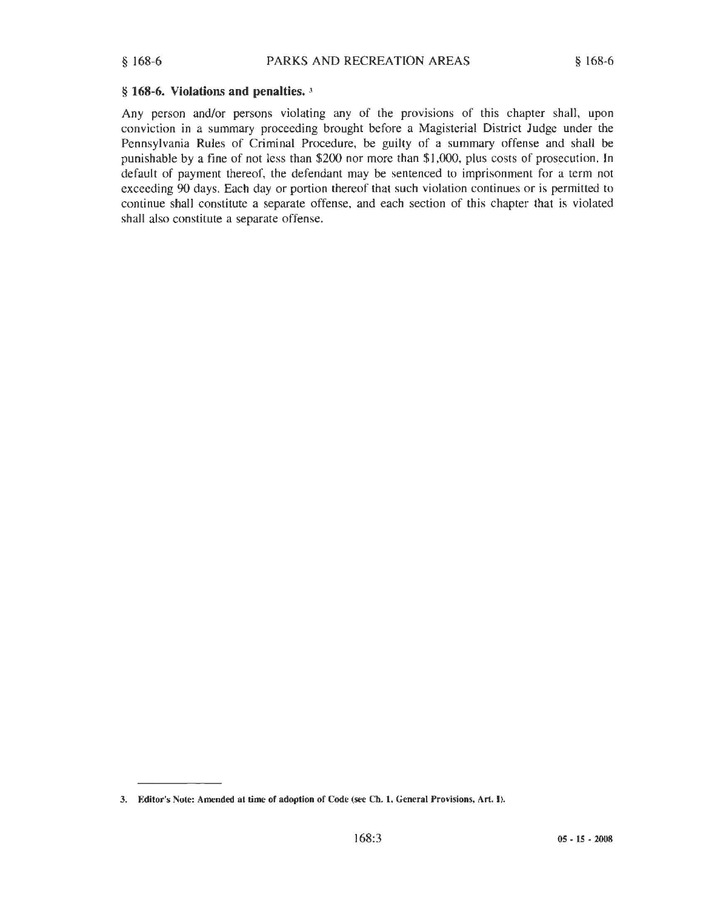## § 168-6. Violations and penalties. [3]

Any person and/or persons violating any of the provisions of this chapter shall, upon conviction in a summary proceeding brought before a Magisterial District Judge under the Pennsylvania Rules of Criminal Procedure, be guilty of a summary offense and shall be punishable by a fine of not less than $200 nor more than $1,000, plus costs of prosecution. In default of payment thereof, the defendant may be sentenced to imprisonment for a term not exceeding 90 days. Each day or portion thereof that such violation continues or is permitted to continue shall constitute a separate offense, and each section of this chapter that is violated shall also constitute a separate offense.

---

3. **Editor's Note: Amended at time of adoption of Code (see Ch. 1, General Provisions, Art. I).**